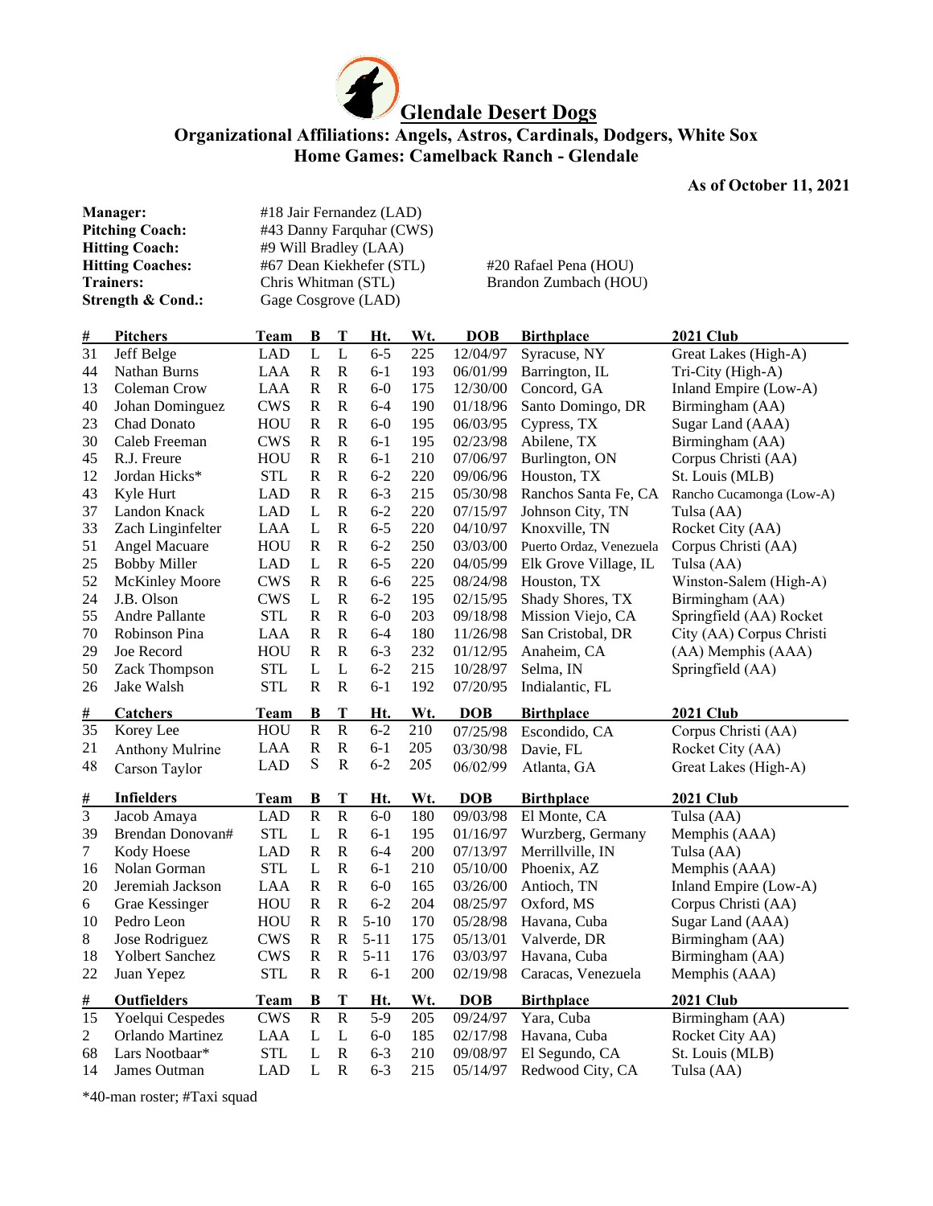# Glendale Desert Dogs

## Organizational Affiliations: Angels, Astros, Cardinals, Dodgers, White Sox
## Home Games: Camelback Ranch - Glendale

**As of October 11, 2021**

| | | |
|---|---|---|
| **Manager:** | #18 Jair Fernandez (LAD) | |
| **Pitching Coach:** | #43 Danny Farquhar (CWS) | |
| **Hitting Coach:** | #9 Will Bradley (LAA) | |
| **Hitting Coaches:** | #67 Dean Kiekhefer (STL) | #20 Rafael Pena (HOU) |
| **Trainers:** | Chris Whitman (STL) | Brandon Zumbach (HOU) |
| **Strength & Cond.:** | Gage Cosgrove (LAD) | |

| # | Pitchers | Team | B | T | Ht. | Wt. | DOB | Birthplace | 2021 Club |
|---|---|---|---|---|---|---|---|---|---|
| 31 | Jeff Belge | LAD | L | L | 6-5 | 225 | 12/04/97 | Syracuse, NY | Great Lakes (High-A) |
| 44 | Nathan Burns | LAA | R | R | 6-1 | 193 | 06/01/99 | Barrington, IL | Tri-City (High-A) |
| 13 | Coleman Crow | LAA | R | R | 6-0 | 175 | 12/30/00 | Concord, GA | Inland Empire (Low-A) |
| 40 | Johan Dominguez | CWS | R | R | 6-4 | 190 | 01/18/96 | Santo Domingo, DR | Birmingham (AA) |
| 23 | Chad Donato | HOU | R | R | 6-0 | 195 | 06/03/95 | Cypress, TX | Sugar Land (AAA) |
| 30 | Caleb Freeman | CWS | R | R | 6-1 | 195 | 02/23/98 | Abilene, TX | Birmingham (AA) |
| 45 | R.J. Freure | HOU | R | R | 6-1 | 210 | 07/06/97 | Burlington, ON | Corpus Christi (AA) |
| 12 | Jordan Hicks* | STL | R | R | 6-2 | 220 | 09/06/96 | Houston, TX | St. Louis (MLB) |
| 43 | Kyle Hurt | LAD | R | R | 6-3 | 215 | 05/30/98 | Ranchos Santa Fe, CA | Rancho Cucamonga (Low-A) |
| 37 | Landon Knack | LAD | L | R | 6-2 | 220 | 07/15/97 | Johnson City, TN | Tulsa (AA) |
| 33 | Zach Linginfelter | LAA | L | R | 6-5 | 220 | 04/10/97 | Knoxville, TN | Rocket City (AA) |
| 51 | Angel Macuare | HOU | R | R | 6-2 | 250 | 03/03/00 | Puerto Ordaz, Venezuela | Corpus Christi (AA) |
| 25 | Bobby Miller | LAD | L | R | 6-5 | 220 | 04/05/99 | Elk Grove Village, IL | Tulsa (AA) |
| 52 | McKinley Moore | CWS | R | R | 6-6 | 225 | 08/24/98 | Houston, TX | Winston-Salem (High-A) |
| 24 | J.B. Olson | CWS | L | R | 6-2 | 195 | 02/15/95 | Shady Shores, TX | Birmingham (AA) |
| 55 | Andre Pallante | STL | R | R | 6-0 | 203 | 09/18/98 | Mission Viejo, CA | Springfield (AA) Rocket |
| 70 | Robinson Pina | LAA | R | R | 6-4 | 180 | 11/26/98 | San Cristobal, DR | City (AA) Corpus Christi |
| 29 | Joe Record | HOU | R | R | 6-3 | 232 | 01/12/95 | Anaheim, CA | (AA) Memphis (AAA) |
| 50 | Zack Thompson | STL | L | L | 6-2 | 215 | 10/28/97 | Selma, IN | Springfield (AA) |
| 26 | Jake Walsh | STL | R | R | 6-1 | 192 | 07/20/95 | Indialantic, FL | |

| # | Catchers | Team | B | T | Ht. | Wt. | DOB | Birthplace | 2021 Club |
|---|---|---|---|---|---|---|---|---|---|
| 35 | Korey Lee | HOU | R | R | 6-2 | 210 | 07/25/98 | Escondido, CA | Corpus Christi (AA) |
| 21 | Anthony Mulrine | LAA | R | R | 6-1 | 205 | 03/30/98 | Davie, FL | Rocket City (AA) |
| 48 | Carson Taylor | LAD | S | R | 6-2 | 205 | 06/02/99 | Atlanta, GA | Great Lakes (High-A) |

| # | Infielders | Team | B | T | Ht. | Wt. | DOB | Birthplace | 2021 Club |
|---|---|---|---|---|---|---|---|---|---|
| 3 | Jacob Amaya | LAD | R | R | 6-0 | 180 | 09/03/98 | El Monte, CA | Tulsa (AA) |
| 39 | Brendan Donovan# | STL | L | R | 6-1 | 195 | 01/16/97 | Wurzberg, Germany | Memphis (AAA) |
| 7 | Kody Hoese | LAD | R | R | 6-4 | 200 | 07/13/97 | Merrillville, IN | Tulsa (AA) |
| 16 | Nolan Gorman | STL | L | R | 6-1 | 210 | 05/10/00 | Phoenix, AZ | Memphis (AAA) |
| 20 | Jeremiah Jackson | LAA | R | R | 6-0 | 165 | 03/26/00 | Antioch, TN | Inland Empire (Low-A) |
| 6 | Grae Kessinger | HOU | R | R | 6-2 | 204 | 08/25/97 | Oxford, MS | Corpus Christi (AA) |
| 10 | Pedro Leon | HOU | R | R | 5-10 | 170 | 05/28/98 | Havana, Cuba | Sugar Land (AAA) |
| 8 | Jose Rodriguez | CWS | R | R | 5-11 | 175 | 05/13/01 | Valverde, DR | Birmingham (AA) |
| 18 | Yolbert Sanchez | CWS | R | R | 5-11 | 176 | 03/03/97 | Havana, Cuba | Birmingham (AA) |
| 22 | Juan Yepez | STL | R | R | 6-1 | 200 | 02/19/98 | Caracas, Venezuela | Memphis (AAA) |

| # | Outfielders | Team | B | T | Ht. | Wt. | DOB | Birthplace | 2021 Club |
|---|---|---|---|---|---|---|---|---|---|
| 15 | Yoelqui Cespedes | CWS | R | R | 5-9 | 205 | 09/24/97 | Yara, Cuba | Birmingham (AA) |
| 2 | Orlando Martinez | LAA | L | L | 6-0 | 185 | 02/17/98 | Havana, Cuba | Rocket City AA) |
| 68 | Lars Nootbaar* | STL | L | R | 6-3 | 210 | 09/08/97 | El Segundo, CA | St. Louis (MLB) |
| 14 | James Outman | LAD | L | R | 6-3 | 215 | 05/14/97 | Redwood City, CA | Tulsa (AA) |

*40-man roster; #Taxi squad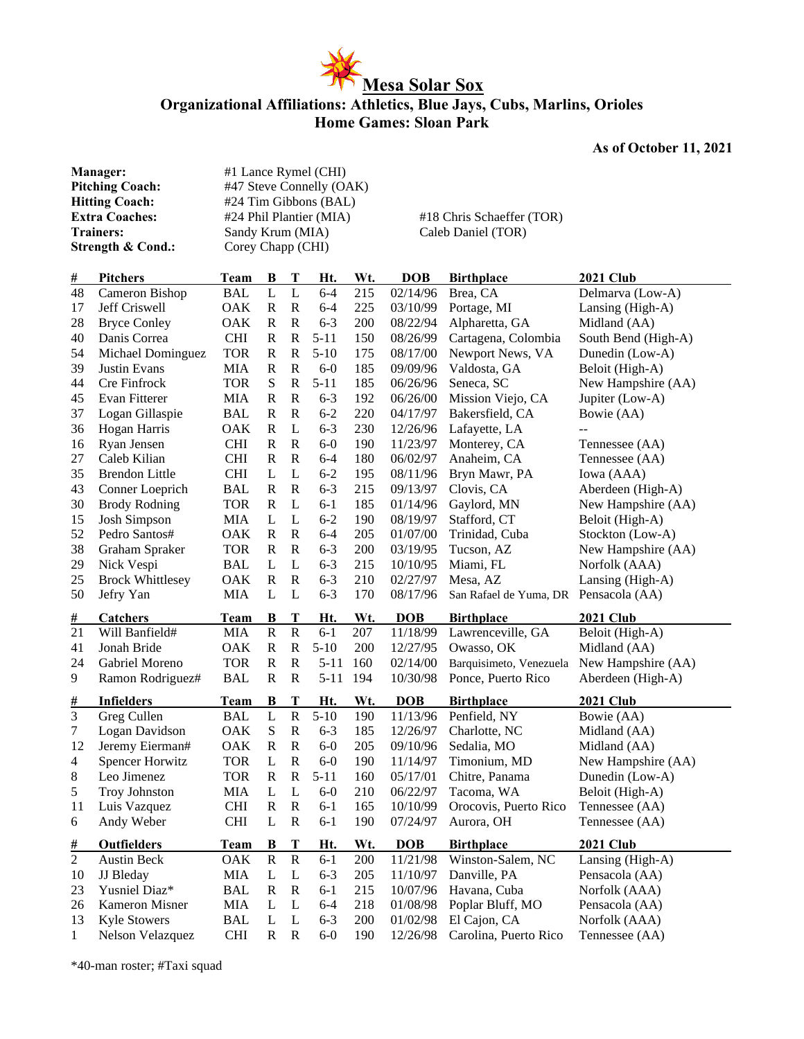# Mesa Solar Sox

## Organizational Affiliations: Athletics, Blue Jays, Cubs, Marlins, Orioles
## Home Games: Sloan Park

**As of October 11, 2021**

| | | |
|---|---|---|
| **Manager:** | #1 Lance Rymel (CHI) | |
| **Pitching Coach:** | #47 Steve Connelly (OAK) | |
| **Hitting Coach:** | #24 Tim Gibbons (BAL) | |
| **Extra Coaches:** | #24 Phil Plantier (MIA) | #18 Chris Schaeffer (TOR) |
| **Trainers:** | Sandy Krum (MIA) | Caleb Daniel (TOR) |
| **Strength & Cond.:** | Corey Chapp (CHI) | |

| # | Pitchers | Team | B | T | Ht. | Wt. | DOB | Birthplace | 2021 Club |
|---|---|---|---|---|---|---|---|---|---|
| 48 | Cameron Bishop | BAL | L | L | 6-4 | 215 | 02/14/96 | Brea, CA | Delmarva (Low-A) |
| 17 | Jeff Criswell | OAK | R | R | 6-4 | 225 | 03/10/99 | Portage, MI | Lansing (High-A) |
| 28 | Bryce Conley | OAK | R | R | 6-3 | 200 | 08/22/94 | Alpharetta, GA | Midland (AA) |
| 40 | Danis Correa | CHI | R | R | 5-11 | 150 | 08/26/99 | Cartagena, Colombia | South Bend (High-A) |
| 54 | Michael Dominguez | TOR | R | R | 5-10 | 175 | 08/17/00 | Newport News, VA | Dunedin (Low-A) |
| 39 | Justin Evans | MIA | R | R | 6-0 | 185 | 09/09/96 | Valdosta, GA | Beloit (High-A) |
| 44 | Cre Finfrock | TOR | S | R | 5-11 | 185 | 06/26/96 | Seneca, SC | New Hampshire (AA) |
| 45 | Evan Fitterer | MIA | R | R | 6-3 | 192 | 06/26/00 | Mission Viejo, CA | Jupiter (Low-A) |
| 37 | Logan Gillaspie | BAL | R | R | 6-2 | 220 | 04/17/97 | Bakersfield, CA | Bowie (AA) |
| 36 | Hogan Harris | OAK | R | L | 6-3 | 230 | 12/26/96 | Lafayette, LA | -- |
| 16 | Ryan Jensen | CHI | R | R | 6-0 | 190 | 11/23/97 | Monterey, CA | Tennessee (AA) |
| 27 | Caleb Kilian | CHI | R | R | 6-4 | 180 | 06/02/97 | Anaheim, CA | Tennessee (AA) |
| 35 | Brendon Little | CHI | L | L | 6-2 | 195 | 08/11/96 | Bryn Mawr, PA | Iowa (AAA) |
| 43 | Conner Loeprich | BAL | R | R | 6-3 | 215 | 09/13/97 | Clovis, CA | Aberdeen (High-A) |
| 30 | Brody Rodning | TOR | R | L | 6-1 | 185 | 01/14/96 | Gaylord, MN | New Hampshire (AA) |
| 15 | Josh Simpson | MIA | L | L | 6-2 | 190 | 08/19/97 | Stafford, CT | Beloit (High-A) |
| 52 | Pedro Santos# | OAK | R | R | 6-4 | 205 | 01/07/00 | Trinidad, Cuba | Stockton (Low-A) |
| 38 | Graham Spraker | TOR | R | R | 6-3 | 200 | 03/19/95 | Tucson, AZ | New Hampshire (AA) |
| 29 | Nick Vespi | BAL | L | L | 6-3 | 215 | 10/10/95 | Miami, FL | Norfolk (AAA) |
| 25 | Brock Whittlesey | OAK | R | R | 6-3 | 210 | 02/27/97 | Mesa, AZ | Lansing (High-A) |
| 50 | Jefry Yan | MIA | L | L | 6-3 | 170 | 08/17/96 | San Rafael de Yuma, DR | Pensacola (AA) |

| # | Catchers | Team | B | T | Ht. | Wt. | DOB | Birthplace | 2021 Club |
|---|---|---|---|---|---|---|---|---|---|
| 21 | Will Banfield# | MIA | R | R | 6-1 | 207 | 11/18/99 | Lawrenceville, GA | Beloit (High-A) |
| 41 | Jonah Bride | OAK | R | R | 5-10 | 200 | 12/27/95 | Owasso, OK | Midland (AA) |
| 24 | Gabriel Moreno | TOR | R | R | 5-11 | 160 | 02/14/00 | Barquisimeto, Venezuela | New Hampshire (AA) |
| 9 | Ramon Rodriguez# | BAL | R | R | 5-11 | 194 | 10/30/98 | Ponce, Puerto Rico | Aberdeen (High-A) |

| # | Infielders | Team | B | T | Ht. | Wt. | DOB | Birthplace | 2021 Club |
|---|---|---|---|---|---|---|---|---|---|
| 3 | Greg Cullen | BAL | L | R | 5-10 | 190 | 11/13/96 | Penfield, NY | Bowie (AA) |
| 7 | Logan Davidson | OAK | S | R | 6-3 | 185 | 12/26/97 | Charlotte, NC | Midland (AA) |
| 12 | Jeremy Eierman# | OAK | R | R | 6-0 | 205 | 09/10/96 | Sedalia, MO | Midland (AA) |
| 4 | Spencer Horwitz | TOR | L | R | 6-0 | 190 | 11/14/97 | Timonium, MD | New Hampshire (AA) |
| 8 | Leo Jimenez | TOR | R | R | 5-11 | 160 | 05/17/01 | Chitre, Panama | Dunedin (Low-A) |
| 5 | Troy Johnston | MIA | L | L | 6-0 | 210 | 06/22/97 | Tacoma, WA | Beloit (High-A) |
| 11 | Luis Vazquez | CHI | R | R | 6-1 | 165 | 10/10/99 | Orocovis, Puerto Rico | Tennessee (AA) |
| 6 | Andy Weber | CHI | L | R | 6-1 | 190 | 07/24/97 | Aurora, OH | Tennessee (AA) |

| # | Outfielders | Team | B | T | Ht. | Wt. | DOB | Birthplace | 2021 Club |
|---|---|---|---|---|---|---|---|---|---|
| 2 | Austin Beck | OAK | R | R | 6-1 | 200 | 11/21/98 | Winston-Salem, NC | Lansing (High-A) |
| 10 | JJ Bleday | MIA | L | L | 6-3 | 205 | 11/10/97 | Danville, PA | Pensacola (AA) |
| 23 | Yusniel Diaz* | BAL | R | R | 6-1 | 215 | 10/07/96 | Havana, Cuba | Norfolk (AAA) |
| 26 | Kameron Misner | MIA | L | L | 6-4 | 218 | 01/08/98 | Poplar Bluff, MO | Pensacola (AA) |
| 13 | Kyle Stowers | BAL | L | L | 6-3 | 200 | 01/02/98 | El Cajon, CA | Norfolk (AAA) |
| 1 | Nelson Velazquez | CHI | R | R | 6-0 | 190 | 12/26/98 | Carolina, Puerto Rico | Tennessee (AA) |

*40-man roster; #Taxi squad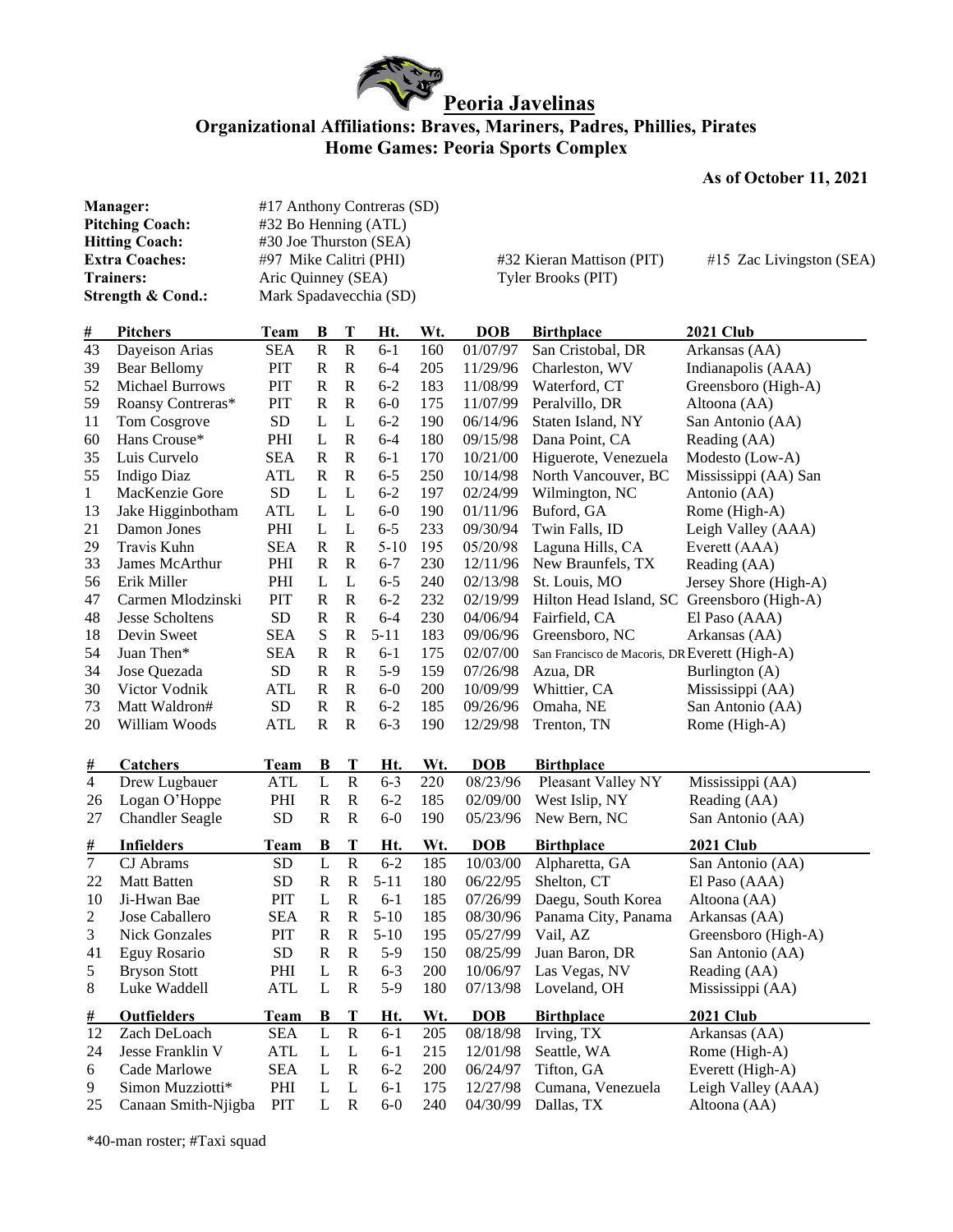# Peoria Javelinas

**Organizational Affiliations: Braves, Mariners, Padres, Phillies, Pirates**
**Home Games: Peoria Sports Complex**

**As of October 11, 2021**

| | | | |
|---|---|---|---|
| **Manager:** | #17 Anthony Contreras (SD) | | |
| **Pitching Coach:** | #32 Bo Henning (ATL) | | |
| **Hitting Coach:** | #30 Joe Thurston (SEA) | | |
| **Extra Coaches:** | #97 Mike Calitri (PHI) | #32 Kieran Mattison (PIT) | #15 Zac Livingston (SEA) |
| **Trainers:** | Aric Quinney (SEA) | Tyler Brooks (PIT) | |
| **Strength & Cond.:** | Mark Spadavecchia (SD) | | |

| # | Pitchers | Team | B | T | Ht. | Wt. | DOB | Birthplace | 2021 Club |
|---|---|---|---|---|---|---|---|---|---|
| 43 | Dayeison Arias | SEA | R | R | 6-1 | 160 | 01/07/97 | San Cristobal, DR | Arkansas (AA) |
| 39 | Bear Bellomy | PIT | R | R | 6-4 | 205 | 11/29/96 | Charleston, WV | Indianapolis (AAA) |
| 52 | Michael Burrows | PIT | R | R | 6-2 | 183 | 11/08/99 | Waterford, CT | Greensboro (High-A) |
| 59 | Roansy Contreras* | PIT | R | R | 6-0 | 175 | 11/07/99 | Peralvillo, DR | Altoona (AA) |
| 11 | Tom Cosgrove | SD | L | L | 6-2 | 190 | 06/14/96 | Staten Island, NY | San Antonio (AA) |
| 60 | Hans Crouse* | PHI | L | R | 6-4 | 180 | 09/15/98 | Dana Point, CA | Reading (AA) |
| 35 | Luis Curvelo | SEA | R | R | 6-1 | 170 | 10/21/00 | Higuerote, Venezuela | Modesto (Low-A) |
| 55 | Indigo Diaz | ATL | R | R | 6-5 | 250 | 10/14/98 | North Vancouver, BC | Mississippi (AA) San |
| 1 | MacKenzie Gore | SD | L | L | 6-2 | 197 | 02/24/99 | Wilmington, NC | Antonio (AA) |
| 13 | Jake Higginbotham | ATL | L | L | 6-0 | 190 | 01/11/96 | Buford, GA | Rome (High-A) |
| 21 | Damon Jones | PHI | L | L | 6-5 | 233 | 09/30/94 | Twin Falls, ID | Leigh Valley (AAA) |
| 29 | Travis Kuhn | SEA | R | R | 5-10 | 195 | 05/20/98 | Laguna Hills, CA | Everett (AAA) |
| 33 | James McArthur | PHI | R | R | 6-7 | 230 | 12/11/96 | New Braunfels, TX | Reading (AA) |
| 56 | Erik Miller | PHI | L | L | 6-5 | 240 | 02/13/98 | St. Louis, MO | Jersey Shore (High-A) |
| 47 | Carmen Mlodzinski | PIT | R | R | 6-2 | 232 | 02/19/99 | Hilton Head Island, SC | Greensboro (High-A) |
| 48 | Jesse Scholtens | SD | R | R | 6-4 | 230 | 04/06/94 | Fairfield, CA | El Paso (AAA) |
| 18 | Devin Sweet | SEA | S | R | 5-11 | 183 | 09/06/96 | Greensboro, NC | Arkansas (AA) |
| 54 | Juan Then* | SEA | R | R | 6-1 | 175 | 02/07/00 | San Francisco de Macoris, DR | Everett (High-A) |
| 34 | Jose Quezada | SD | R | R | 5-9 | 159 | 07/26/98 | Azua, DR | Burlington (A) |
| 30 | Victor Vodnik | ATL | R | R | 6-0 | 200 | 10/09/99 | Whittier, CA | Mississippi (AA) |
| 73 | Matt Waldron# | SD | R | R | 6-2 | 185 | 09/26/96 | Omaha, NE | San Antonio (AA) |
| 20 | William Woods | ATL | R | R | 6-3 | 190 | 12/29/98 | Trenton, TN | Rome (High-A) |

| # | Catchers | Team | B | T | Ht. | Wt. | DOB | Birthplace | |
|---|---|---|---|---|---|---|---|---|---|
| 4 | Drew Lugbauer | ATL | L | R | 6-3 | 220 | 08/23/96 | Pleasant Valley NY | Mississippi (AA) |
| 26 | Logan O'Hoppe | PHI | R | R | 6-2 | 185 | 02/09/00 | West Islip, NY | Reading (AA) |
| 27 | Chandler Seagle | SD | R | R | 6-0 | 190 | 05/23/96 | New Bern, NC | San Antonio (AA) |

| # | Infielders | Team | B | T | Ht. | Wt. | DOB | Birthplace | 2021 Club |
|---|---|---|---|---|---|---|---|---|---|
| 7 | CJ Abrams | SD | L | R | 6-2 | 185 | 10/03/00 | Alpharetta, GA | San Antonio (AA) |
| 22 | Matt Batten | SD | R | R | 5-11 | 180 | 06/22/95 | Shelton, CT | El Paso (AAA) |
| 10 | Ji-Hwan Bae | PIT | L | R | 6-1 | 185 | 07/26/99 | Daegu, South Korea | Altoona (AA) |
| 2 | Jose Caballero | SEA | R | R | 5-10 | 185 | 08/30/96 | Panama City, Panama | Arkansas (AA) |
| 3 | Nick Gonzales | PIT | R | R | 5-10 | 195 | 05/27/99 | Vail, AZ | Greensboro (High-A) |
| 41 | Eguy Rosario | SD | R | R | 5-9 | 150 | 08/25/99 | Juan Baron, DR | San Antonio (AA) |
| 5 | Bryson Stott | PHI | L | R | 6-3 | 200 | 10/06/97 | Las Vegas, NV | Reading (AA) |
| 8 | Luke Waddell | ATL | L | R | 5-9 | 180 | 07/13/98 | Loveland, OH | Mississippi (AA) |

| # | Outfielders | Team | B | T | Ht. | Wt. | DOB | Birthplace | 2021 Club |
|---|---|---|---|---|---|---|---|---|---|
| 12 | Zach DeLoach | SEA | L | R | 6-1 | 205 | 08/18/98 | Irving, TX | Arkansas (AA) |
| 24 | Jesse Franklin V | ATL | L | L | 6-1 | 215 | 12/01/98 | Seattle, WA | Rome (High-A) |
| 6 | Cade Marlowe | SEA | L | R | 6-2 | 200 | 06/24/97 | Tifton, GA | Everett (High-A) |
| 9 | Simon Muzziotti* | PHI | L | L | 6-1 | 175 | 12/27/98 | Cumana, Venezuela | Leigh Valley (AAA) |
| 25 | Canaan Smith-Njigba | PIT | L | R | 6-0 | 240 | 04/30/99 | Dallas, TX | Altoona (AA) |

*40-man roster; #Taxi squad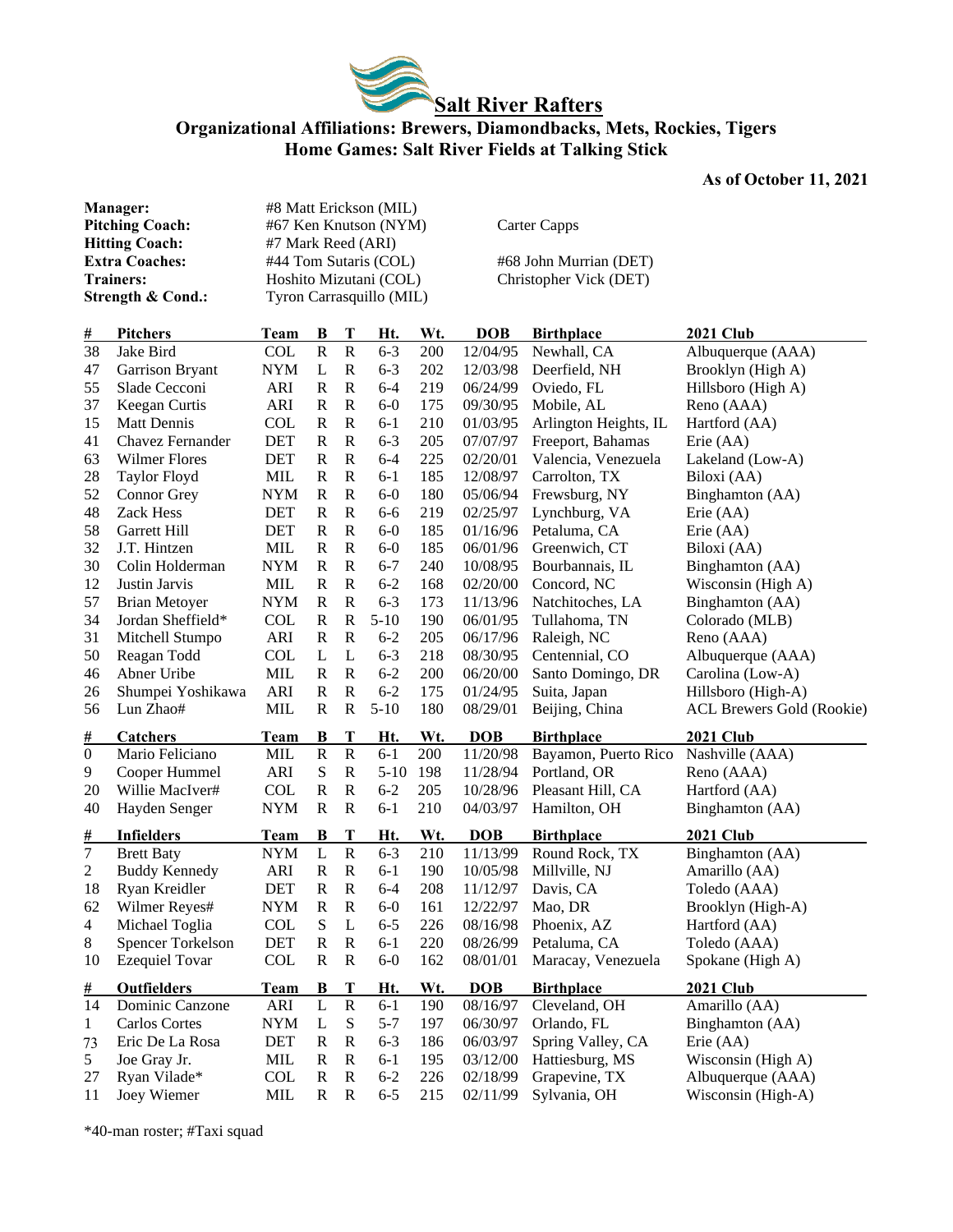# Salt River Rafters

## Organizational Affiliations: Brewers, Diamondbacks, Mets, Rockies, Tigers
## Home Games: Salt River Fields at Talking Stick

**As of October 11, 2021**

| | | |
|---|---|---|
| **Manager:** | #8 Matt Erickson (MIL) | |
| **Pitching Coach:** | #67 Ken Knutson (NYM) | Carter Capps |
| **Hitting Coach:** | #7 Mark Reed (ARI) | |
| **Extra Coaches:** | #44 Tom Sutaris (COL) | #68 John Murrian (DET) |
| **Trainers:** | Hoshito Mizutani (COL) | Christopher Vick (DET) |
| **Strength & Cond.:** | Tyron Carrasquillo (MIL) | |

| # | Pitchers | Team | B | T | Ht. | Wt. | DOB | Birthplace | 2021 Club |
|---|---|---|---|---|---|---|---|---|---|
| 38 | Jake Bird | COL | R | R | 6-3 | 200 | 12/04/95 | Newhall, CA | Albuquerque (AAA) |
| 47 | Garrison Bryant | NYM | L | R | 6-3 | 202 | 12/03/98 | Deerfield, NH | Brooklyn (High A) |
| 55 | Slade Cecconi | ARI | R | R | 6-4 | 219 | 06/24/99 | Oviedo, FL | Hillsboro (High A) |
| 37 | Keegan Curtis | ARI | R | R | 6-0 | 175 | 09/30/95 | Mobile, AL | Reno (AAA) |
| 15 | Matt Dennis | COL | R | R | 6-1 | 210 | 01/03/95 | Arlington Heights, IL | Hartford (AA) |
| 41 | Chavez Fernander | DET | R | R | 6-3 | 205 | 07/07/97 | Freeport, Bahamas | Erie (AA) |
| 63 | Wilmer Flores | DET | R | R | 6-4 | 225 | 02/20/01 | Valencia, Venezuela | Lakeland (Low-A) |
| 28 | Taylor Floyd | MIL | R | R | 6-1 | 185 | 12/08/97 | Carrolton, TX | Biloxi (AA) |
| 52 | Connor Grey | NYM | R | R | 6-0 | 180 | 05/06/94 | Frewsburg, NY | Binghamton (AA) |
| 48 | Zack Hess | DET | R | R | 6-6 | 219 | 02/25/97 | Lynchburg, VA | Erie (AA) |
| 58 | Garrett Hill | DET | R | R | 6-0 | 185 | 01/16/96 | Petaluma, CA | Erie (AA) |
| 32 | J.T. Hintzen | MIL | R | R | 6-0 | 185 | 06/01/96 | Greenwich, CT | Biloxi (AA) |
| 30 | Colin Holderman | NYM | R | R | 6-7 | 240 | 10/08/95 | Bourbannais, IL | Binghamton (AA) |
| 12 | Justin Jarvis | MIL | R | R | 6-2 | 168 | 02/20/00 | Concord, NC | Wisconsin (High A) |
| 57 | Brian Metoyer | NYM | R | R | 6-3 | 173 | 11/13/96 | Natchitoches, LA | Binghamton (AA) |
| 34 | Jordan Sheffield* | COL | R | R | 5-10 | 190 | 06/01/95 | Tullahoma, TN | Colorado (MLB) |
| 31 | Mitchell Stumpo | ARI | R | R | 6-2 | 205 | 06/17/96 | Raleigh, NC | Reno (AAA) |
| 50 | Reagan Todd | COL | L | L | 6-3 | 218 | 08/30/95 | Centennial, CO | Albuquerque (AAA) |
| 46 | Abner Uribe | MIL | R | R | 6-2 | 200 | 06/20/00 | Santo Domingo, DR | Carolina (Low-A) |
| 26 | Shumpei Yoshikawa | ARI | R | R | 6-2 | 175 | 01/24/95 | Suita, Japan | Hillsboro (High-A) |
| 56 | Lun Zhao# | MIL | R | R | 5-10 | 180 | 08/29/01 | Beijing, China | ACL Brewers Gold (Rookie) |

| # | Catchers | Team | B | T | Ht. | Wt. | DOB | Birthplace | 2021 Club |
|---|---|---|---|---|---|---|---|---|---|
| 0 | Mario Feliciano | MIL | R | R | 6-1 | 200 | 11/20/98 | Bayamon, Puerto Rico | Nashville (AAA) |
| 9 | Cooper Hummel | ARI | S | R | 5-10 | 198 | 11/28/94 | Portland, OR | Reno (AAA) |
| 20 | Willie MacIver# | COL | R | R | 6-2 | 205 | 10/28/96 | Pleasant Hill, CA | Hartford (AA) |
| 40 | Hayden Senger | NYM | R | R | 6-1 | 210 | 04/03/97 | Hamilton, OH | Binghamton (AA) |

| # | Infielders | Team | B | T | Ht. | Wt. | DOB | Birthplace | 2021 Club |
|---|---|---|---|---|---|---|---|---|---|
| 7 | Brett Baty | NYM | L | R | 6-3 | 210 | 11/13/99 | Round Rock, TX | Binghamton (AA) |
| 2 | Buddy Kennedy | ARI | R | R | 6-1 | 190 | 10/05/98 | Millville, NJ | Amarillo (AA) |
| 18 | Ryan Kreidler | DET | R | R | 6-4 | 208 | 11/12/97 | Davis, CA | Toledo (AAA) |
| 62 | Wilmer Reyes# | NYM | R | R | 6-0 | 161 | 12/22/97 | Mao, DR | Brooklyn (High-A) |
| 4 | Michael Toglia | COL | S | L | 6-5 | 226 | 08/16/98 | Phoenix, AZ | Hartford (AA) |
| 8 | Spencer Torkelson | DET | R | R | 6-1 | 220 | 08/26/99 | Petaluma, CA | Toledo (AAA) |
| 10 | Ezequiel Tovar | COL | R | R | 6-0 | 162 | 08/01/01 | Maracay, Venezuela | Spokane (High A) |

| # | Outfielders | Team | B | T | Ht. | Wt. | DOB | Birthplace | 2021 Club |
|---|---|---|---|---|---|---|---|---|---|
| 14 | Dominic Canzone | ARI | L | R | 6-1 | 190 | 08/16/97 | Cleveland, OH | Amarillo (AA) |
| 1 | Carlos Cortes | NYM | L | S | 5-7 | 197 | 06/30/97 | Orlando, FL | Binghamton (AA) |
| 73 | Eric De La Rosa | DET | R | R | 6-3 | 186 | 06/03/97 | Spring Valley, CA | Erie (AA) |
| 5 | Joe Gray Jr. | MIL | R | R | 6-1 | 195 | 03/12/00 | Hattiesburg, MS | Wisconsin (High A) |
| 27 | Ryan Vilade* | COL | R | R | 6-2 | 226 | 02/18/99 | Grapevine, TX | Albuquerque (AAA) |
| 11 | Joey Wiemer | MIL | R | R | 6-5 | 215 | 02/11/99 | Sylvania, OH | Wisconsin (High-A) |

*40-man roster; #Taxi squad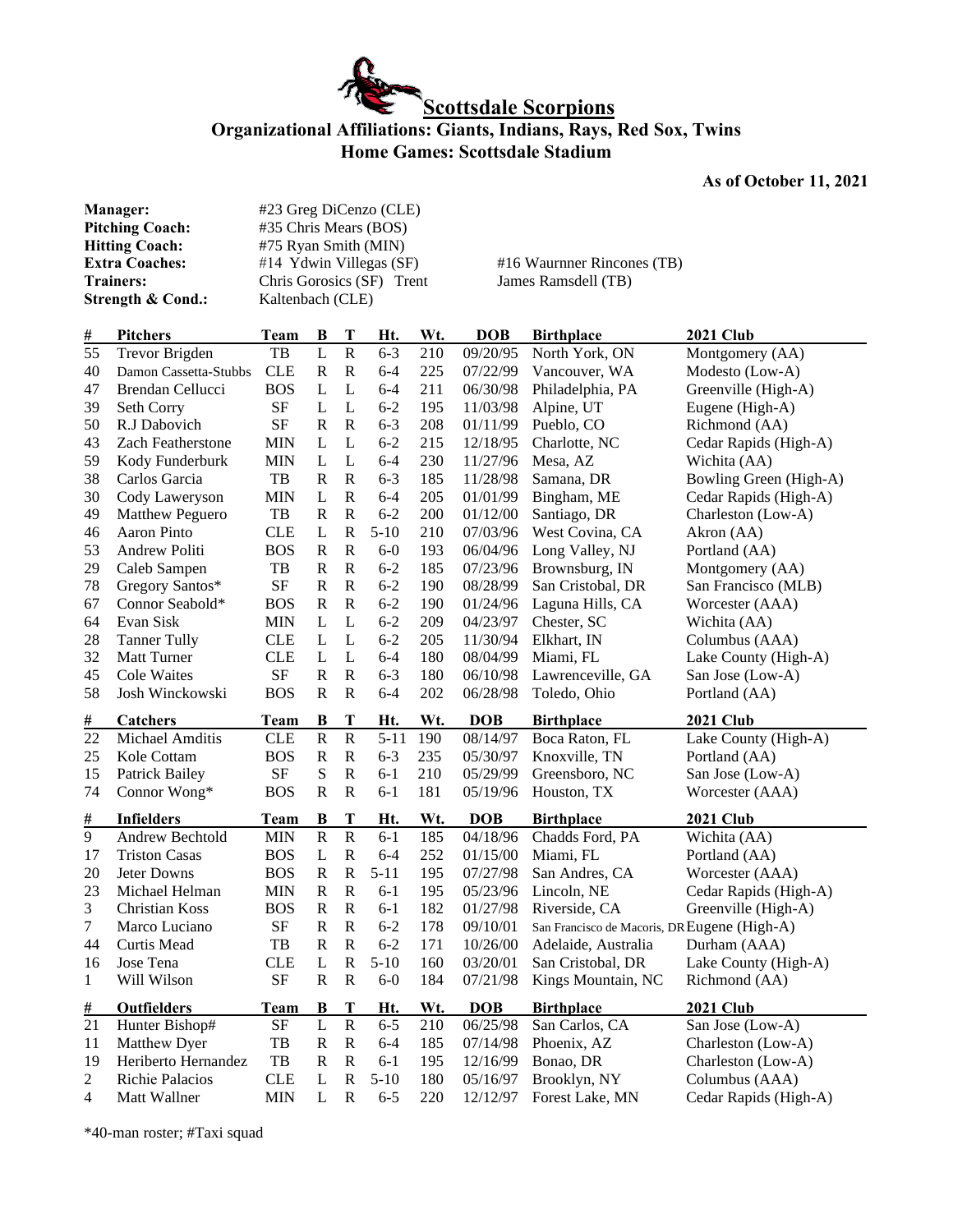# Scottsdale Scorpions

## Organizational Affiliations: Giants, Indians, Rays, Red Sox, Twins

## Home Games: Scottsdale Stadium

**As of October 11, 2021**

| | | |
|---|---|---|
| **Manager:** | #23 Greg DiCenzo (CLE) | |
| **Pitching Coach:** | #35 Chris Mears (BOS) | |
| **Hitting Coach:** | #75 Ryan Smith (MIN) | |
| **Extra Coaches:** | #14 Ydwin Villegas (SF) | #16 Waurnner Rincones (TB) |
| **Trainers:** | Chris Gorosics (SF) Trent | James Ramsdell (TB) |
| **Strength & Cond.:** | Kaltenbach (CLE) | |

| # | Pitchers | Team | B | T | Ht. | Wt. | DOB | Birthplace | 2021 Club |
|---|---|---|---|---|---|---|---|---|---|
| 55 | Trevor Brigden | TB | L | R | 6-3 | 210 | 09/20/95 | North York, ON | Montgomery (AA) |
| 40 | Damon Cassetta-Stubbs | CLE | R | R | 6-4 | 225 | 07/22/99 | Vancouver, WA | Modesto (Low-A) |
| 47 | Brendan Cellucci | BOS | L | L | 6-4 | 211 | 06/30/98 | Philadelphia, PA | Greenville (High-A) |
| 39 | Seth Corry | SF | L | L | 6-2 | 195 | 11/03/98 | Alpine, UT | Eugene (High-A) |
| 50 | R.J Dabovich | SF | R | R | 6-3 | 208 | 01/11/99 | Pueblo, CO | Richmond (AA) |
| 43 | Zach Featherstone | MIN | L | L | 6-2 | 215 | 12/18/95 | Charlotte, NC | Cedar Rapids (High-A) |
| 59 | Kody Funderburk | MIN | L | L | 6-4 | 230 | 11/27/96 | Mesa, AZ | Wichita (AA) |
| 38 | Carlos Garcia | TB | R | R | 6-3 | 185 | 11/28/98 | Samana, DR | Bowling Green (High-A) |
| 30 | Cody Laweryson | MIN | L | R | 6-4 | 205 | 01/01/99 | Bingham, ME | Cedar Rapids (High-A) |
| 49 | Matthew Peguero | TB | R | R | 6-2 | 200 | 01/12/00 | Santiago, DR | Charleston (Low-A) |
| 46 | Aaron Pinto | CLE | L | R | 5-10 | 210 | 07/03/96 | West Covina, CA | Akron (AA) |
| 53 | Andrew Politi | BOS | R | R | 6-0 | 193 | 06/04/96 | Long Valley, NJ | Portland (AA) |
| 29 | Caleb Sampen | TB | R | R | 6-2 | 185 | 07/23/96 | Brownsburg, IN | Montgomery (AA) |
| 78 | Gregory Santos* | SF | R | R | 6-2 | 190 | 08/28/99 | San Cristobal, DR | San Francisco (MLB) |
| 67 | Connor Seabold* | BOS | R | R | 6-2 | 190 | 01/24/96 | Laguna Hills, CA | Worcester (AAA) |
| 64 | Evan Sisk | MIN | L | L | 6-2 | 209 | 04/23/97 | Chester, SC | Wichita (AA) |
| 28 | Tanner Tully | CLE | L | L | 6-2 | 205 | 11/30/94 | Elkhart, IN | Columbus (AAA) |
| 32 | Matt Turner | CLE | L | L | 6-4 | 180 | 08/04/99 | Miami, FL | Lake County (High-A) |
| 45 | Cole Waites | SF | R | R | 6-3 | 180 | 06/10/98 | Lawrenceville, GA | San Jose (Low-A) |
| 58 | Josh Winckowski | BOS | R | R | 6-4 | 202 | 06/28/98 | Toledo, Ohio | Portland (AA) |

| # | Catchers | Team | B | T | Ht. | Wt. | DOB | Birthplace | 2021 Club |
|---|---|---|---|---|---|---|---|---|---|
| 22 | Michael Amditis | CLE | R | R | 5-11 | 190 | 08/14/97 | Boca Raton, FL | Lake County (High-A) |
| 25 | Kole Cottam | BOS | R | R | 6-3 | 235 | 05/30/97 | Knoxville, TN | Portland (AA) |
| 15 | Patrick Bailey | SF | S | R | 6-1 | 210 | 05/29/99 | Greensboro, NC | San Jose (Low-A) |
| 74 | Connor Wong* | BOS | R | R | 6-1 | 181 | 05/19/96 | Houston, TX | Worcester (AAA) |

| # | Infielders | Team | B | T | Ht. | Wt. | DOB | Birthplace | 2021 Club |
|---|---|---|---|---|---|---|---|---|---|
| 9 | Andrew Bechtold | MIN | R | R | 6-1 | 185 | 04/18/96 | Chadds Ford, PA | Wichita (AA) |
| 17 | Triston Casas | BOS | L | R | 6-4 | 252 | 01/15/00 | Miami, FL | Portland (AA) |
| 20 | Jeter Downs | BOS | R | R | 5-11 | 195 | 07/27/98 | San Andres, CA | Worcester (AAA) |
| 23 | Michael Helman | MIN | R | R | 6-1 | 195 | 05/23/96 | Lincoln, NE | Cedar Rapids (High-A) |
| 3 | Christian Koss | BOS | R | R | 6-1 | 182 | 01/27/98 | Riverside, CA | Greenville (High-A) |
| 7 | Marco Luciano | SF | R | R | 6-2 | 178 | 09/10/01 | San Francisco de Macoris, DR | Eugene (High-A) |
| 44 | Curtis Mead | TB | R | R | 6-2 | 171 | 10/26/00 | Adelaide, Australia | Durham (AAA) |
| 16 | Jose Tena | CLE | L | R | 5-10 | 160 | 03/20/01 | San Cristobal, DR | Lake County (High-A) |
| 1 | Will Wilson | SF | R | R | 6-0 | 184 | 07/21/98 | Kings Mountain, NC | Richmond (AA) |

| # | Outfielders | Team | B | T | Ht. | Wt. | DOB | Birthplace | 2021 Club |
|---|---|---|---|---|---|---|---|---|---|
| 21 | Hunter Bishop# | SF | L | R | 6-5 | 210 | 06/25/98 | San Carlos, CA | San Jose (Low-A) |
| 11 | Matthew Dyer | TB | R | R | 6-4 | 185 | 07/14/98 | Phoenix, AZ | Charleston (Low-A) |
| 19 | Heriberto Hernandez | TB | R | R | 6-1 | 195 | 12/16/99 | Bonao, DR | Charleston (Low-A) |
| 2 | Richie Palacios | CLE | L | R | 5-10 | 180 | 05/16/97 | Brooklyn, NY | Columbus (AAA) |
| 4 | Matt Wallner | MIN | L | R | 6-5 | 220 | 12/12/97 | Forest Lake, MN | Cedar Rapids (High-A) |

*40-man roster; #Taxi squad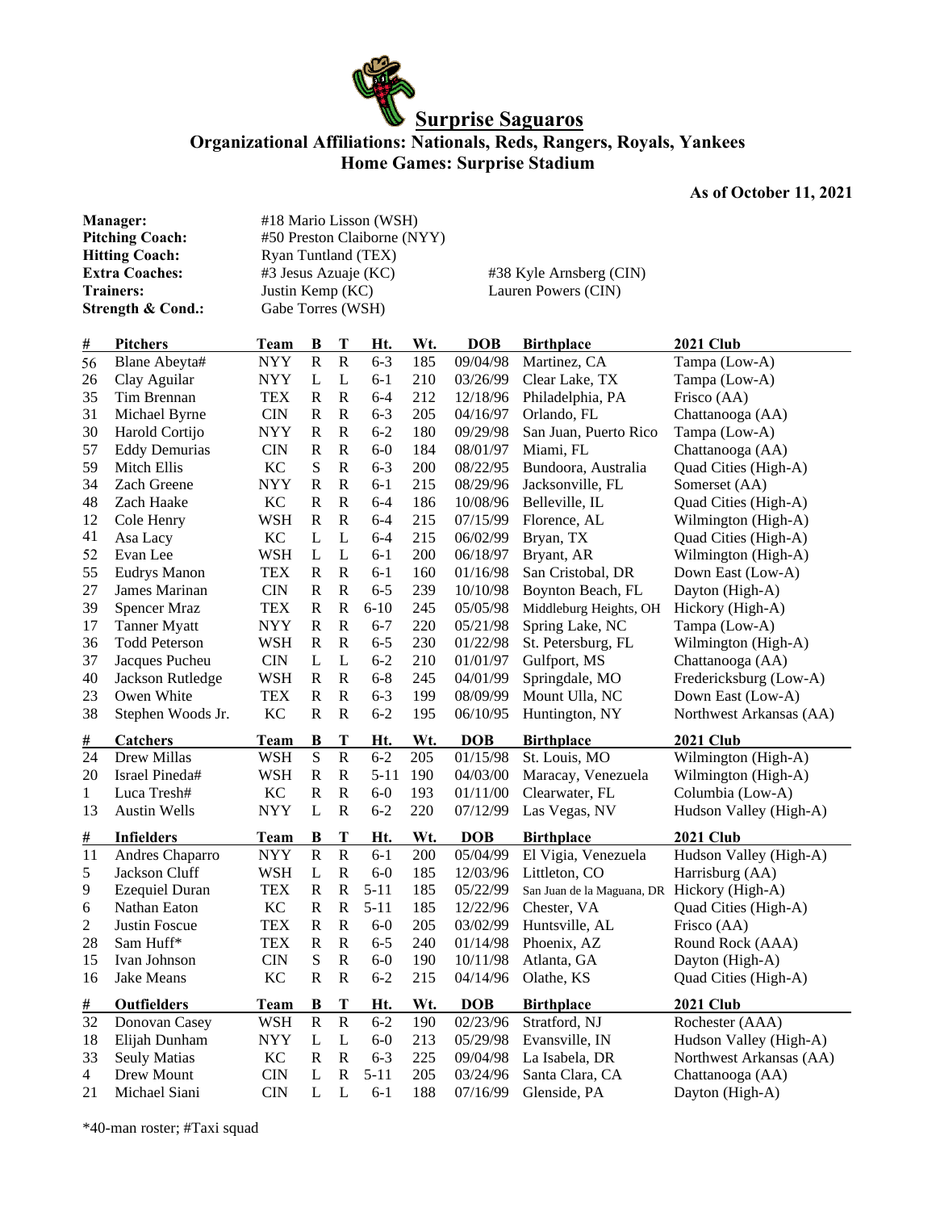# Surprise Saguaros

## Organizational Affiliations: Nationals, Reds, Rangers, Royals, Yankees
## Home Games: Surprise Stadium

**As of October 11, 2021**

| | | |
|---|---|---|
| **Manager:** | #18 Mario Lisson (WSH) | |
| **Pitching Coach:** | #50 Preston Claiborne (NYY) | |
| **Hitting Coach:** | Ryan Tuntland (TEX) | |
| **Extra Coaches:** | #3 Jesus Azuaje (KC) | #38 Kyle Arnsberg (CIN) |
| **Trainers:** | Justin Kemp (KC) | Lauren Powers (CIN) |
| **Strength & Cond.:** | Gabe Torres (WSH) | |

| # | Pitchers | Team | B | T | Ht. | Wt. | DOB | Birthplace | 2021 Club |
|---|---|---|---|---|---|---|---|---|---|
| 56 | Blane Abeyta# | NYY | R | R | 6-3 | 185 | 09/04/98 | Martinez, CA | Tampa (Low-A) |
| 26 | Clay Aguilar | NYY | L | L | 6-1 | 210 | 03/26/99 | Clear Lake, TX | Tampa (Low-A) |
| 35 | Tim Brennan | TEX | R | R | 6-4 | 212 | 12/18/96 | Philadelphia, PA | Frisco (AA) |
| 31 | Michael Byrne | CIN | R | R | 6-3 | 205 | 04/16/97 | Orlando, FL | Chattanooga (AA) |
| 30 | Harold Cortijo | NYY | R | R | 6-2 | 180 | 09/29/98 | San Juan, Puerto Rico | Tampa (Low-A) |
| 57 | Eddy Demurias | CIN | R | R | 6-0 | 184 | 08/01/97 | Miami, FL | Chattanooga (AA) |
| 59 | Mitch Ellis | KC | S | R | 6-3 | 200 | 08/22/95 | Bundoora, Australia | Quad Cities (High-A) |
| 34 | Zach Greene | NYY | R | R | 6-1 | 215 | 08/29/96 | Jacksonville, FL | Somerset (AA) |
| 48 | Zach Haake | KC | R | R | 6-4 | 186 | 10/08/96 | Belleville, IL | Quad Cities (High-A) |
| 12 | Cole Henry | WSH | R | R | 6-4 | 215 | 07/15/99 | Florence, AL | Wilmington (High-A) |
| 41 | Asa Lacy | KC | L | L | 6-4 | 215 | 06/02/99 | Bryan, TX | Quad Cities (High-A) |
| 52 | Evan Lee | WSH | L | L | 6-1 | 200 | 06/18/97 | Bryant, AR | Wilmington (High-A) |
| 55 | Eudrys Manon | TEX | R | R | 6-1 | 160 | 01/16/98 | San Cristobal, DR | Down East (Low-A) |
| 27 | James Marinan | CIN | R | R | 6-5 | 239 | 10/10/98 | Boynton Beach, FL | Dayton (High-A) |
| 39 | Spencer Mraz | TEX | R | R | 6-10 | 245 | 05/05/98 | Middleburg Heights, OH | Hickory (High-A) |
| 17 | Tanner Myatt | NYY | R | R | 6-7 | 220 | 05/21/98 | Spring Lake, NC | Tampa (Low-A) |
| 36 | Todd Peterson | WSH | R | R | 6-5 | 230 | 01/22/98 | St. Petersburg, FL | Wilmington (High-A) |
| 37 | Jacques Pucheu | CIN | L | L | 6-2 | 210 | 01/01/97 | Gulfport, MS | Chattanooga (AA) |
| 40 | Jackson Rutledge | WSH | R | R | 6-8 | 245 | 04/01/99 | Springdale, MO | Fredericksburg (Low-A) |
| 23 | Owen White | TEX | R | R | 6-3 | 199 | 08/09/99 | Mount Ulla, NC | Down East (Low-A) |
| 38 | Stephen Woods Jr. | KC | R | R | 6-2 | 195 | 06/10/95 | Huntington, NY | Northwest Arkansas (AA) |

| # | Catchers | Team | B | T | Ht. | Wt. | DOB | Birthplace | 2021 Club |
|---|---|---|---|---|---|---|---|---|---|
| 24 | Drew Millas | WSH | S | R | 6-2 | 205 | 01/15/98 | St. Louis, MO | Wilmington (High-A) |
| 20 | Israel Pineda# | WSH | R | R | 5-11 | 190 | 04/03/00 | Maracay, Venezuela | Wilmington (High-A) |
| 1 | Luca Tresh# | KC | R | R | 6-0 | 193 | 01/11/00 | Clearwater, FL | Columbia (Low-A) |
| 13 | Austin Wells | NYY | L | R | 6-2 | 220 | 07/12/99 | Las Vegas, NV | Hudson Valley (High-A) |

| # | Infielders | Team | B | T | Ht. | Wt. | DOB | Birthplace | 2021 Club |
|---|---|---|---|---|---|---|---|---|---|
| 11 | Andres Chaparro | NYY | R | R | 6-1 | 200 | 05/04/99 | El Vigia, Venezuela | Hudson Valley (High-A) |
| 5 | Jackson Cluff | WSH | L | R | 6-0 | 185 | 12/03/96 | Littleton, CO | Harrisburg (AA) |
| 9 | Ezequiel Duran | TEX | R | R | 5-11 | 185 | 05/22/99 | San Juan de la Maguana, DR | Hickory (High-A) |
| 6 | Nathan Eaton | KC | R | R | 5-11 | 185 | 12/22/96 | Chester, VA | Quad Cities (High-A) |
| 2 | Justin Foscue | TEX | R | R | 6-0 | 205 | 03/02/99 | Huntsville, AL | Frisco (AA) |
| 28 | Sam Huff* | TEX | R | R | 6-5 | 240 | 01/14/98 | Phoenix, AZ | Round Rock (AAA) |
| 15 | Ivan Johnson | CIN | S | R | 6-0 | 190 | 10/11/98 | Atlanta, GA | Dayton (High-A) |
| 16 | Jake Means | KC | R | R | 6-2 | 215 | 04/14/96 | Olathe, KS | Quad Cities (High-A) |

| # | Outfielders | Team | B | T | Ht. | Wt. | DOB | Birthplace | 2021 Club |
|---|---|---|---|---|---|---|---|---|---|
| 32 | Donovan Casey | WSH | R | R | 6-2 | 190 | 02/23/96 | Stratford, NJ | Rochester (AAA) |
| 18 | Elijah Dunham | NYY | L | L | 6-0 | 213 | 05/29/98 | Evansville, IN | Hudson Valley (High-A) |
| 33 | Seuly Matias | KC | R | R | 6-3 | 225 | 09/04/98 | La Isabela, DR | Northwest Arkansas (AA) |
| 4 | Drew Mount | CIN | L | R | 5-11 | 205 | 03/24/96 | Santa Clara, CA | Chattanooga (AA) |
| 21 | Michael Siani | CIN | L | L | 6-1 | 188 | 07/16/99 | Glenside, PA | Dayton (High-A) |

*40-man roster; #Taxi squad